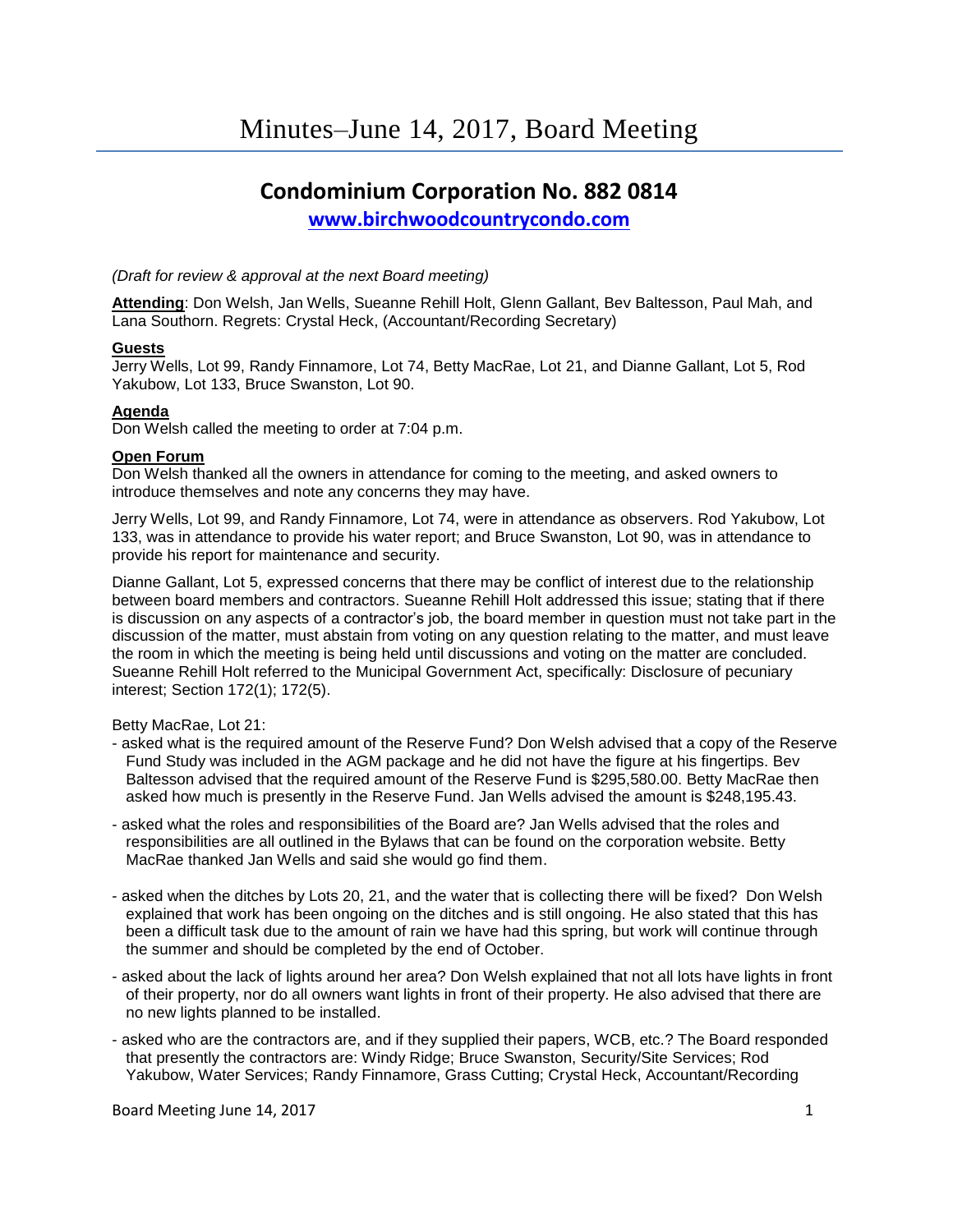# Minutes–June 14, 2017, Board Meeting

## Condominium Corporation No. 882 0814

**www.birchwoodcountrycondo.com**

*(Draft for review & approval at the next Board meeting)*

**Attending**: Don Welsh, Jan Wells, Sueanne Rehill Holt, Glenn Gallant, Bev Baltesson, Paul Mah, and Lana Southorn. Regrets: Crystal Heck, (Accountant/Recording Secretary)

**Guests**

Jerry Wells, Lot 99, Randy Finnamore, Lot 74, Betty MacRae, Lot 21, and Dianne Gallant, Lot 5, Rod Yakubow, Lot 133, Bruce Swanston, Lot 90.

**Agenda**

Don Welsh called the meeting to order at 7:04 p.m.

**Open Forum**

Don Welsh thanked all the owners in attendance for coming to the meeting, and asked owners to introduce themselves and note any concerns they may have.

Jerry Wells, Lot 99, and Randy Finnamore, Lot 74, were in attendance as observers. Rod Yakubow, Lot 133, was in attendance to provide his water report; and Bruce Swanston, Lot 90, was in attendance to provide his report for maintenance and security.

Dianne Gallant, Lot 5, expressed concerns that there may be conflict of interest due to the relationship between board members and contractors. Sueanne Rehill Holt addressed this issue; stating that if there is discussion on any aspects of a contractor's job, the board member in question must not take part in the discussion of the matter, must abstain from voting on any question relating to the matter, and must leave the room in which the meeting is being held until discussions and voting on the matter are concluded. Sueanne Rehill Holt referred to the Municipal Government Act, specifically: Disclosure of pecuniary interest; Section 172(1); 172(5).

Betty MacRae, Lot 21:

- asked what is the required amount of the Reserve Fund? Don Welsh advised that a copy of the Reserve Fund Study was included in the AGM package and he did not have the figure at his fingertips. Bev Baltesson advised that the required amount of the Reserve Fund is $295,580.00. Betty MacRae then asked how much is presently in the Reserve Fund. Jan Wells advised the amount is $248,195.43.
- asked what the roles and responsibilities of the Board are? Jan Wells advised that the roles and responsibilities are all outlined in the Bylaws that can be found on the corporation website. Betty MacRae thanked Jan Wells and said she would go find them.
- asked when the ditches by Lots 20, 21, and the water that is collecting there will be fixed? Don Welsh explained that work has been ongoing on the ditches and is still ongoing. He also stated that this has been a difficult task due to the amount of rain we have had this spring, but work will continue through the summer and should be completed by the end of October.
- asked about the lack of lights around her area? Don Welsh explained that not all lots have lights in front of their property, nor do all owners want lights in front of their property. He also advised that there are no new lights planned to be installed.
- asked who are the contractors are, and if they supplied their papers, WCB, etc.? The Board responded that presently the contractors are: Windy Ridge; Bruce Swanston, Security/Site Services; Rod Yakubow, Water Services; Randy Finnamore, Grass Cutting; Crystal Heck, Accountant/Recording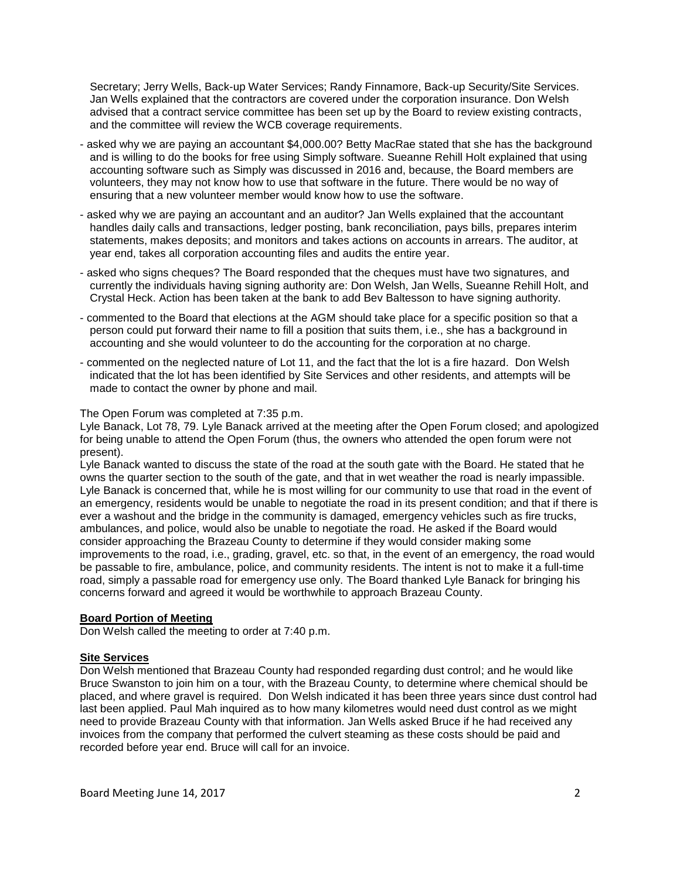Secretary; Jerry Wells, Back-up Water Services; Randy Finnamore, Back-up Security/Site Services. Jan Wells explained that the contractors are covered under the corporation insurance. Don Welsh advised that a contract service committee has been set up by the Board to review existing contracts, and the committee will review the WCB coverage requirements.

- asked why we are paying an accountant $4,000.00? Betty MacRae stated that she has the background and is willing to do the books for free using Simply software. Sueanne Rehill Holt explained that using accounting software such as Simply was discussed in 2016 and, because, the Board members are volunteers, they may not know how to use that software in the future. There would be no way of ensuring that a new volunteer member would know how to use the software.
- asked why we are paying an accountant and an auditor? Jan Wells explained that the accountant handles daily calls and transactions, ledger posting, bank reconciliation, pays bills, prepares interim statements, makes deposits; and monitors and takes actions on accounts in arrears. The auditor, at year end, takes all corporation accounting files and audits the entire year.
- asked who signs cheques? The Board responded that the cheques must have two signatures, and currently the individuals having signing authority are: Don Welsh, Jan Wells, Sueanne Rehill Holt, and Crystal Heck. Action has been taken at the bank to add Bev Baltesson to have signing authority.
- commented to the Board that elections at the AGM should take place for a specific position so that a person could put forward their name to fill a position that suits them, i.e., she has a background in accounting and she would volunteer to do the accounting for the corporation at no charge.
- commented on the neglected nature of Lot 11, and the fact that the lot is a fire hazard. Don Welsh indicated that the lot has been identified by Site Services and other residents, and attempts will be made to contact the owner by phone and mail.

The Open Forum was completed at 7:35 p.m.

Lyle Banack, Lot 78, 79. Lyle Banack arrived at the meeting after the Open Forum closed; and apologized for being unable to attend the Open Forum (thus, the owners who attended the open forum were not present).

Lyle Banack wanted to discuss the state of the road at the south gate with the Board. He stated that he owns the quarter section to the south of the gate, and that in wet weather the road is nearly impassible. Lyle Banack is concerned that, while he is most willing for our community to use that road in the event of an emergency, residents would be unable to negotiate the road in its present condition; and that if there is ever a washout and the bridge in the community is damaged, emergency vehicles such as fire trucks, ambulances, and police, would also be unable to negotiate the road. He asked if the Board would consider approaching the Brazeau County to determine if they would consider making some improvements to the road, i.e., grading, gravel, etc. so that, in the event of an emergency, the road would be passable to fire, ambulance, police, and community residents. The intent is not to make it a full-time road, simply a passable road for emergency use only. The Board thanked Lyle Banack for bringing his concerns forward and agreed it would be worthwhile to approach Brazeau County.

**Board Portion of Meeting**

Don Welsh called the meeting to order at 7:40 p.m.

**Site Services**

Don Welsh mentioned that Brazeau County had responded regarding dust control; and he would like Bruce Swanston to join him on a tour, with the Brazeau County, to determine where chemical should be placed, and where gravel is required. Don Welsh indicated it has been three years since dust control had last been applied. Paul Mah inquired as to how many kilometres would need dust control as we might need to provide Brazeau County with that information. Jan Wells asked Bruce if he had received any invoices from the company that performed the culvert steaming as these costs should be paid and recorded before year end. Bruce will call for an invoice.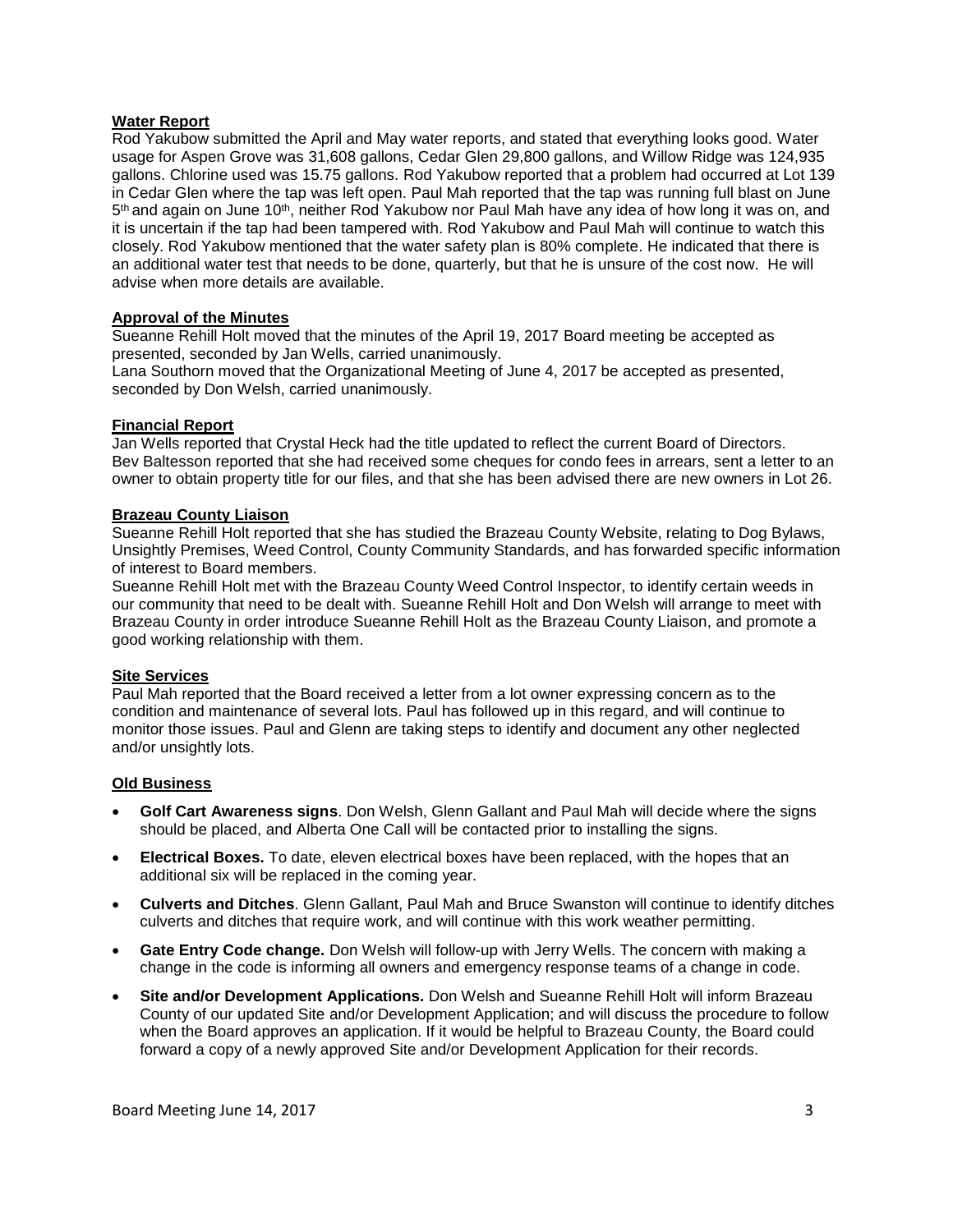**Water Report**

Rod Yakubow submitted the April and May water reports, and stated that everything looks good. Water usage for Aspen Grove was 31,608 gallons, Cedar Glen 29,800 gallons, and Willow Ridge was 124,935 gallons. Chlorine used was 15.75 gallons. Rod Yakubow reported that a problem had occurred at Lot 139 in Cedar Glen where the tap was left open. Paul Mah reported that the tap was running full blast on June 5th and again on June 10th, neither Rod Yakubow nor Paul Mah have any idea of how long it was on, and it is uncertain if the tap had been tampered with. Rod Yakubow and Paul Mah will continue to watch this closely. Rod Yakubow mentioned that the water safety plan is 80% complete. He indicated that there is an additional water test that needs to be done, quarterly, but that he is unsure of the cost now. He will advise when more details are available.

**Approval of the Minutes**

Sueanne Rehill Holt moved that the minutes of the April 19, 2017 Board meeting be accepted as presented, seconded by Jan Wells, carried unanimously.
Lana Southorn moved that the Organizational Meeting of June 4, 2017 be accepted as presented, seconded by Don Welsh, carried unanimously.

**Financial Report**

Jan Wells reported that Crystal Heck had the title updated to reflect the current Board of Directors.
Bev Baltesson reported that she had received some cheques for condo fees in arrears, sent a letter to an owner to obtain property title for our files, and that she has been advised there are new owners in Lot 26.

**Brazeau County Liaison**

Sueanne Rehill Holt reported that she has studied the Brazeau County Website, relating to Dog Bylaws, Unsightly Premises, Weed Control, County Community Standards, and has forwarded specific information of interest to Board members.
Sueanne Rehill Holt met with the Brazeau County Weed Control Inspector, to identify certain weeds in our community that need to be dealt with. Sueanne Rehill Holt and Don Welsh will arrange to meet with Brazeau County in order introduce Sueanne Rehill Holt as the Brazeau County Liaison, and promote a good working relationship with them.

**Site Services**

Paul Mah reported that the Board received a letter from a lot owner expressing concern as to the condition and maintenance of several lots. Paul has followed up in this regard, and will continue to monitor those issues. Paul and Glenn are taking steps to identify and document any other neglected and/or unsightly lots.

**Old Business**

- **Golf Cart Awareness signs**. Don Welsh, Glenn Gallant and Paul Mah will decide where the signs should be placed, and Alberta One Call will be contacted prior to installing the signs.
- **Electrical Boxes.** To date, eleven electrical boxes have been replaced, with the hopes that an additional six will be replaced in the coming year.
- **Culverts and Ditches**. Glenn Gallant, Paul Mah and Bruce Swanston will continue to identify ditches culverts and ditches that require work, and will continue with this work weather permitting.
- **Gate Entry Code change.** Don Welsh will follow-up with Jerry Wells. The concern with making a change in the code is informing all owners and emergency response teams of a change in code.
- **Site and/or Development Applications.** Don Welsh and Sueanne Rehill Holt will inform Brazeau County of our updated Site and/or Development Application; and will discuss the procedure to follow when the Board approves an application. If it would be helpful to Brazeau County, the Board could forward a copy of a newly approved Site and/or Development Application for their records.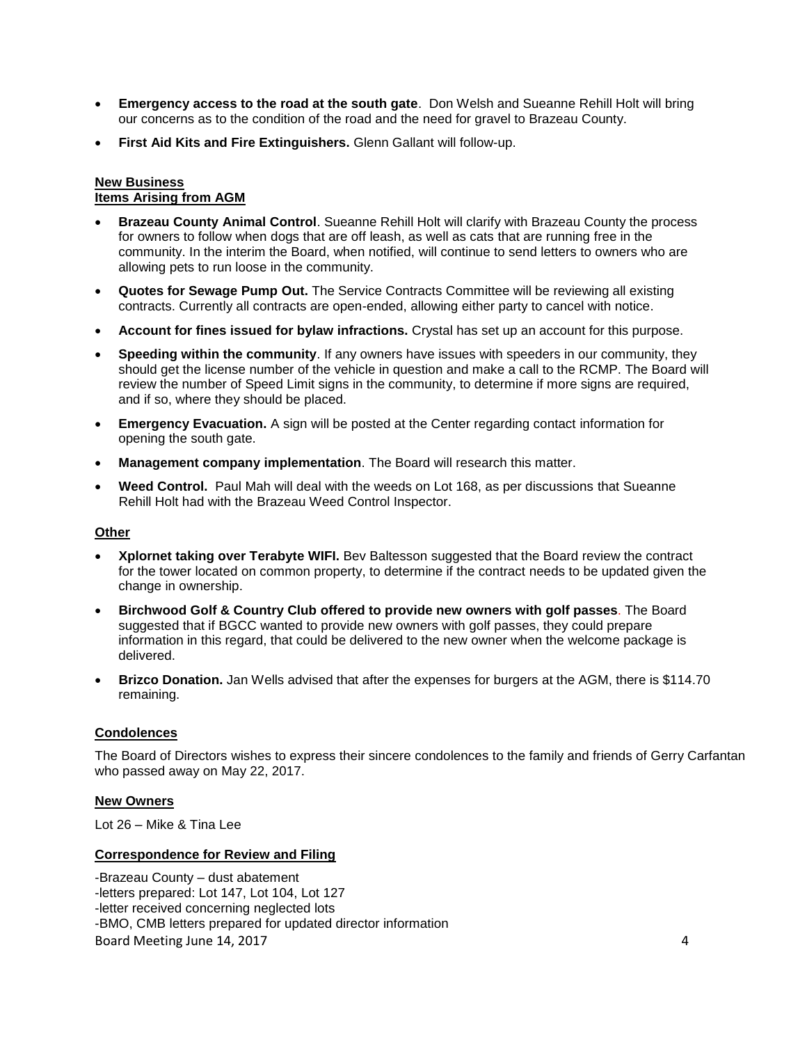- **Emergency access to the road at the south gate**. Don Welsh and Sueanne Rehill Holt will bring our concerns as to the condition of the road and the need for gravel to Brazeau County.
- **First Aid Kits and Fire Extinguishers.** Glenn Gallant will follow-up.

**New Business**
**Items Arising from AGM**

- **Brazeau County Animal Control**. Sueanne Rehill Holt will clarify with Brazeau County the process for owners to follow when dogs that are off leash, as well as cats that are running free in the community. In the interim the Board, when notified, will continue to send letters to owners who are allowing pets to run loose in the community.
- **Quotes for Sewage Pump Out.** The Service Contracts Committee will be reviewing all existing contracts. Currently all contracts are open-ended, allowing either party to cancel with notice.
- **Account for fines issued for bylaw infractions.** Crystal has set up an account for this purpose.
- **Speeding within the community**. If any owners have issues with speeders in our community, they should get the license number of the vehicle in question and make a call to the RCMP. The Board will review the number of Speed Limit signs in the community, to determine if more signs are required, and if so, where they should be placed.
- **Emergency Evacuation.** A sign will be posted at the Center regarding contact information for opening the south gate.
- **Management company implementation**. The Board will research this matter.
- **Weed Control.** Paul Mah will deal with the weeds on Lot 168, as per discussions that Sueanne Rehill Holt had with the Brazeau Weed Control Inspector.

**Other**

- **Xplornet taking over Terabyte WIFI.** Bev Baltesson suggested that the Board review the contract for the tower located on common property, to determine if the contract needs to be updated given the change in ownership.
- **Birchwood Golf & Country Club offered to provide new owners with golf passes**. The Board suggested that if BGCC wanted to provide new owners with golf passes, they could prepare information in this regard, that could be delivered to the new owner when the welcome package is delivered.
- **Brizco Donation.** Jan Wells advised that after the expenses for burgers at the AGM, there is $114.70 remaining.

**Condolences**

The Board of Directors wishes to express their sincere condolences to the family and friends of Gerry Carfantan who passed away on May 22, 2017.

**New Owners**

Lot 26 – Mike & Tina Lee

**Correspondence for Review and Filing**

-Brazeau County – dust abatement
-letters prepared: Lot 147, Lot 104, Lot 127
-letter received concerning neglected lots
-BMO, CMB letters prepared for updated director information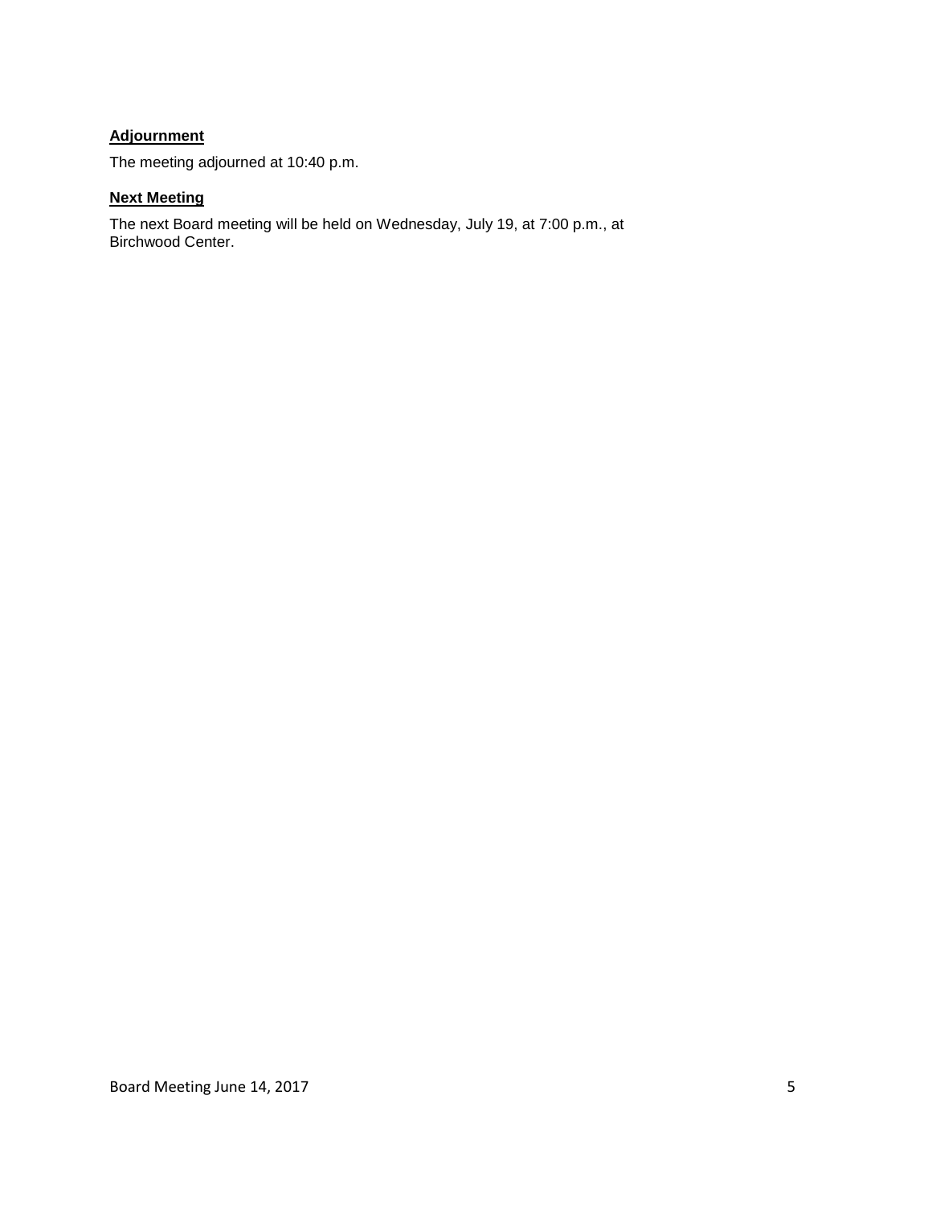## Adjournment

The meeting adjourned at 10:40 p.m.

## Next Meeting

The next Board meeting will be held on Wednesday, July 19, at 7:00 p.m., at Birchwood Center.